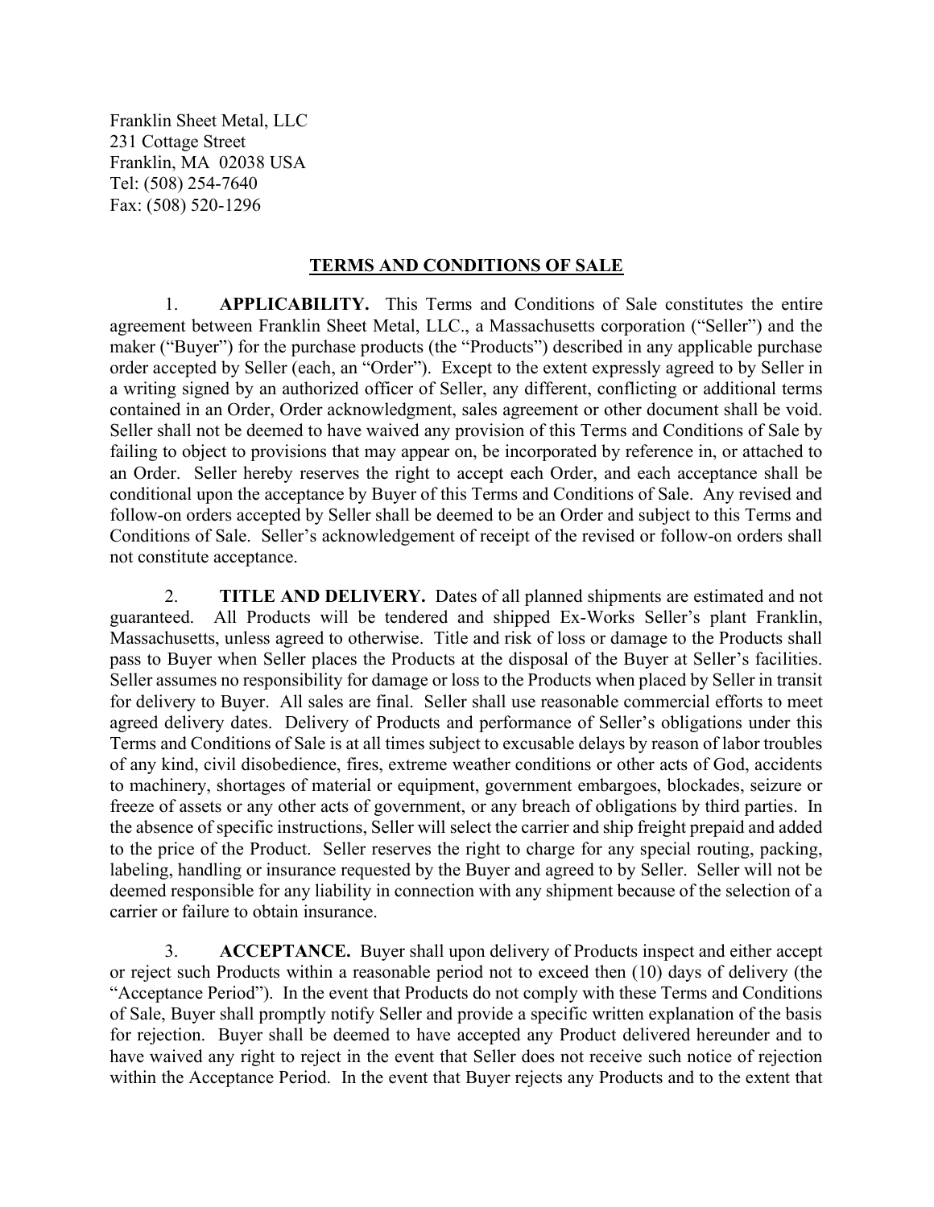Franklin Sheet Metal, LLC
231 Cottage Street
Franklin, MA 02038 USA
Tel: (508) 254-7640
Fax: (508) 520-1296

# TERMS AND CONDITIONS OF SALE

1. **APPLICABILITY.** This Terms and Conditions of Sale constitutes the entire agreement between Franklin Sheet Metal, LLC., a Massachusetts corporation ("Seller") and the maker ("Buyer") for the purchase products (the "Products") described in any applicable purchase order accepted by Seller (each, an "Order"). Except to the extent expressly agreed to by Seller in a writing signed by an authorized officer of Seller, any different, conflicting or additional terms contained in an Order, Order acknowledgment, sales agreement or other document shall be void. Seller shall not be deemed to have waived any provision of this Terms and Conditions of Sale by failing to object to provisions that may appear on, be incorporated by reference in, or attached to an Order. Seller hereby reserves the right to accept each Order, and each acceptance shall be conditional upon the acceptance by Buyer of this Terms and Conditions of Sale. Any revised and follow-on orders accepted by Seller shall be deemed to be an Order and subject to this Terms and Conditions of Sale. Seller's acknowledgement of receipt of the revised or follow-on orders shall not constitute acceptance.

2. **TITLE AND DELIVERY.** Dates of all planned shipments are estimated and not guaranteed. All Products will be tendered and shipped Ex-Works Seller's plant Franklin, Massachusetts, unless agreed to otherwise. Title and risk of loss or damage to the Products shall pass to Buyer when Seller places the Products at the disposal of the Buyer at Seller's facilities. Seller assumes no responsibility for damage or loss to the Products when placed by Seller in transit for delivery to Buyer. All sales are final. Seller shall use reasonable commercial efforts to meet agreed delivery dates. Delivery of Products and performance of Seller's obligations under this Terms and Conditions of Sale is at all times subject to excusable delays by reason of labor troubles of any kind, civil disobedience, fires, extreme weather conditions or other acts of God, accidents to machinery, shortages of material or equipment, government embargoes, blockades, seizure or freeze of assets or any other acts of government, or any breach of obligations by third parties. In the absence of specific instructions, Seller will select the carrier and ship freight prepaid and added to the price of the Product. Seller reserves the right to charge for any special routing, packing, labeling, handling or insurance requested by the Buyer and agreed to by Seller. Seller will not be deemed responsible for any liability in connection with any shipment because of the selection of a carrier or failure to obtain insurance.

3. **ACCEPTANCE.** Buyer shall upon delivery of Products inspect and either accept or reject such Products within a reasonable period not to exceed then (10) days of delivery (the "Acceptance Period"). In the event that Products do not comply with these Terms and Conditions of Sale, Buyer shall promptly notify Seller and provide a specific written explanation of the basis for rejection. Buyer shall be deemed to have accepted any Product delivered hereunder and to have waived any right to reject in the event that Seller does not receive such notice of rejection within the Acceptance Period. In the event that Buyer rejects any Products and to the extent that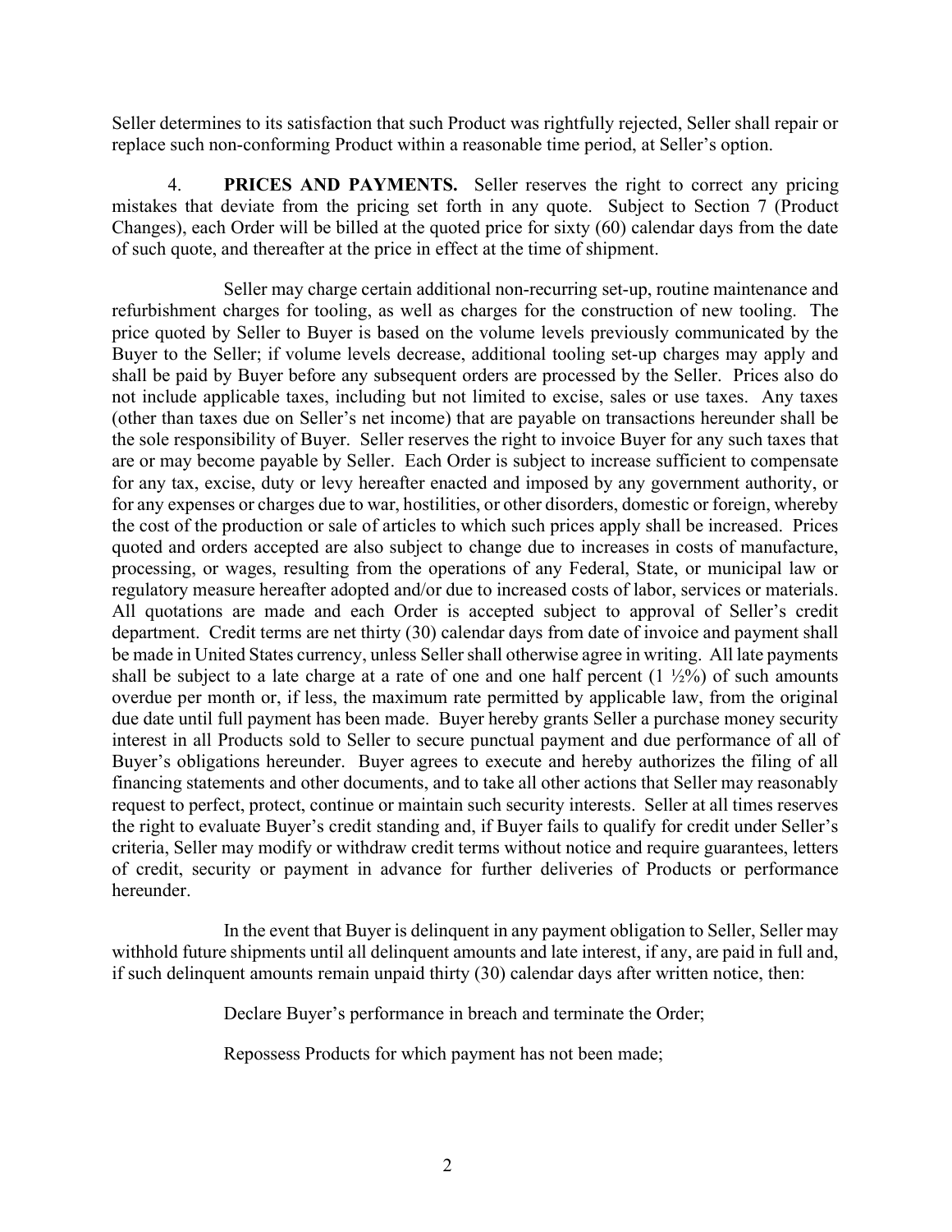Seller determines to its satisfaction that such Product was rightfully rejected, Seller shall repair or replace such non-conforming Product within a reasonable time period, at Seller's option.

4. **PRICES AND PAYMENTS.** Seller reserves the right to correct any pricing mistakes that deviate from the pricing set forth in any quote. Subject to Section 7 (Product Changes), each Order will be billed at the quoted price for sixty (60) calendar days from the date of such quote, and thereafter at the price in effect at the time of shipment.

Seller may charge certain additional non-recurring set-up, routine maintenance and refurbishment charges for tooling, as well as charges for the construction of new tooling. The price quoted by Seller to Buyer is based on the volume levels previously communicated by the Buyer to the Seller; if volume levels decrease, additional tooling set-up charges may apply and shall be paid by Buyer before any subsequent orders are processed by the Seller. Prices also do not include applicable taxes, including but not limited to excise, sales or use taxes. Any taxes (other than taxes due on Seller's net income) that are payable on transactions hereunder shall be the sole responsibility of Buyer. Seller reserves the right to invoice Buyer for any such taxes that are or may become payable by Seller. Each Order is subject to increase sufficient to compensate for any tax, excise, duty or levy hereafter enacted and imposed by any government authority, or for any expenses or charges due to war, hostilities, or other disorders, domestic or foreign, whereby the cost of the production or sale of articles to which such prices apply shall be increased. Prices quoted and orders accepted are also subject to change due to increases in costs of manufacture, processing, or wages, resulting from the operations of any Federal, State, or municipal law or regulatory measure hereafter adopted and/or due to increased costs of labor, services or materials. All quotations are made and each Order is accepted subject to approval of Seller's credit department. Credit terms are net thirty (30) calendar days from date of invoice and payment shall be made in United States currency, unless Seller shall otherwise agree in writing. All late payments shall be subject to a late charge at a rate of one and one half percent (1 ½%) of such amounts overdue per month or, if less, the maximum rate permitted by applicable law, from the original due date until full payment has been made. Buyer hereby grants Seller a purchase money security interest in all Products sold to Seller to secure punctual payment and due performance of all of Buyer's obligations hereunder. Buyer agrees to execute and hereby authorizes the filing of all financing statements and other documents, and to take all other actions that Seller may reasonably request to perfect, protect, continue or maintain such security interests. Seller at all times reserves the right to evaluate Buyer's credit standing and, if Buyer fails to qualify for credit under Seller's criteria, Seller may modify or withdraw credit terms without notice and require guarantees, letters of credit, security or payment in advance for further deliveries of Products or performance hereunder.

In the event that Buyer is delinquent in any payment obligation to Seller, Seller may withhold future shipments until all delinquent amounts and late interest, if any, are paid in full and, if such delinquent amounts remain unpaid thirty (30) calendar days after written notice, then:

Declare Buyer's performance in breach and terminate the Order;

Repossess Products for which payment has not been made;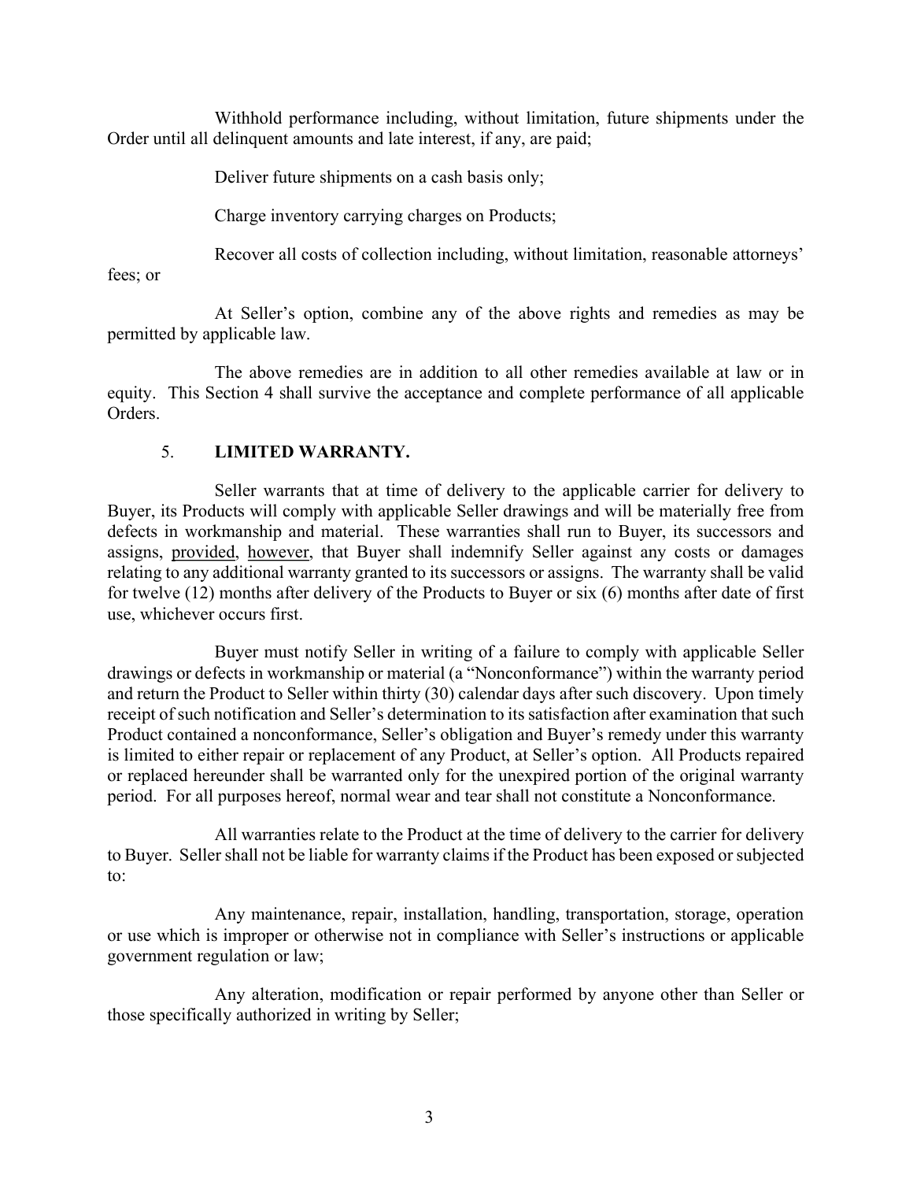Withhold performance including, without limitation, future shipments under the Order until all delinquent amounts and late interest, if any, are paid;

Deliver future shipments on a cash basis only;

Charge inventory carrying charges on Products;

Recover all costs of collection including, without limitation, reasonable attorneys' fees; or

At Seller's option, combine any of the above rights and remedies as may be permitted by applicable law.

The above remedies are in addition to all other remedies available at law or in equity. This Section 4 shall survive the acceptance and complete performance of all applicable Orders.

5. **LIMITED WARRANTY.**

Seller warrants that at time of delivery to the applicable carrier for delivery to Buyer, its Products will comply with applicable Seller drawings and will be materially free from defects in workmanship and material. These warranties shall run to Buyer, its successors and assigns, provided, however, that Buyer shall indemnify Seller against any costs or damages relating to any additional warranty granted to its successors or assigns. The warranty shall be valid for twelve (12) months after delivery of the Products to Buyer or six (6) months after date of first use, whichever occurs first.

Buyer must notify Seller in writing of a failure to comply with applicable Seller drawings or defects in workmanship or material (a "Nonconformance") within the warranty period and return the Product to Seller within thirty (30) calendar days after such discovery. Upon timely receipt of such notification and Seller's determination to its satisfaction after examination that such Product contained a nonconformance, Seller's obligation and Buyer's remedy under this warranty is limited to either repair or replacement of any Product, at Seller's option. All Products repaired or replaced hereunder shall be warranted only for the unexpired portion of the original warranty period. For all purposes hereof, normal wear and tear shall not constitute a Nonconformance.

All warranties relate to the Product at the time of delivery to the carrier for delivery to Buyer. Seller shall not be liable for warranty claims if the Product has been exposed or subjected to:

Any maintenance, repair, installation, handling, transportation, storage, operation or use which is improper or otherwise not in compliance with Seller's instructions or applicable government regulation or law;

Any alteration, modification or repair performed by anyone other than Seller or those specifically authorized in writing by Seller;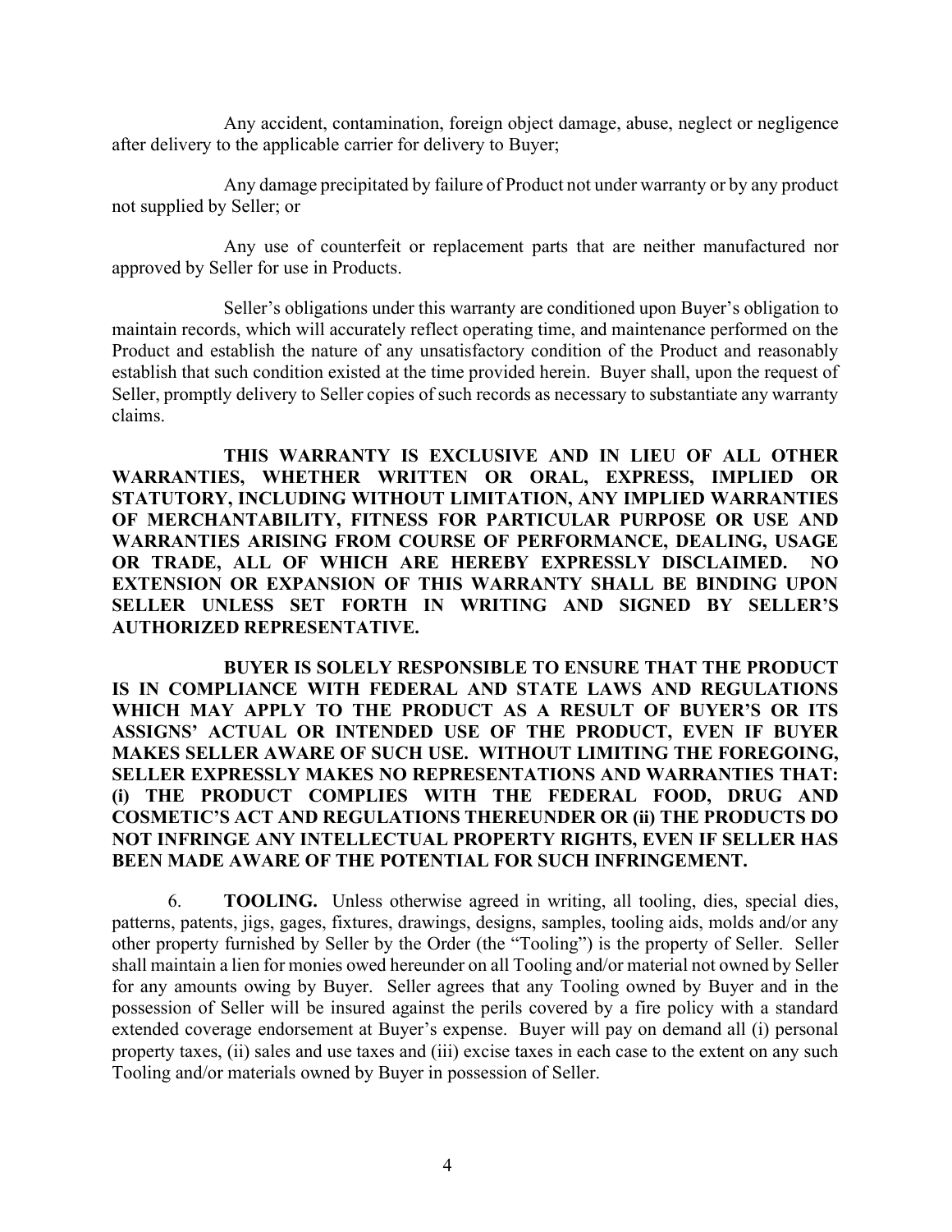Any accident, contamination, foreign object damage, abuse, neglect or negligence after delivery to the applicable carrier for delivery to Buyer;

Any damage precipitated by failure of Product not under warranty or by any product not supplied by Seller; or

Any use of counterfeit or replacement parts that are neither manufactured nor approved by Seller for use in Products.

Seller's obligations under this warranty are conditioned upon Buyer's obligation to maintain records, which will accurately reflect operating time, and maintenance performed on the Product and establish the nature of any unsatisfactory condition of the Product and reasonably establish that such condition existed at the time provided herein. Buyer shall, upon the request of Seller, promptly delivery to Seller copies of such records as necessary to substantiate any warranty claims.

**THIS WARRANTY IS EXCLUSIVE AND IN LIEU OF ALL OTHER WARRANTIES, WHETHER WRITTEN OR ORAL, EXPRESS, IMPLIED OR STATUTORY, INCLUDING WITHOUT LIMITATION, ANY IMPLIED WARRANTIES OF MERCHANTABILITY, FITNESS FOR PARTICULAR PURPOSE OR USE AND WARRANTIES ARISING FROM COURSE OF PERFORMANCE, DEALING, USAGE OR TRADE, ALL OF WHICH ARE HEREBY EXPRESSLY DISCLAIMED. NO EXTENSION OR EXPANSION OF THIS WARRANTY SHALL BE BINDING UPON SELLER UNLESS SET FORTH IN WRITING AND SIGNED BY SELLER'S AUTHORIZED REPRESENTATIVE.**

**BUYER IS SOLELY RESPONSIBLE TO ENSURE THAT THE PRODUCT IS IN COMPLIANCE WITH FEDERAL AND STATE LAWS AND REGULATIONS WHICH MAY APPLY TO THE PRODUCT AS A RESULT OF BUYER'S OR ITS ASSIGNS' ACTUAL OR INTENDED USE OF THE PRODUCT, EVEN IF BUYER MAKES SELLER AWARE OF SUCH USE. WITHOUT LIMITING THE FOREGOING, SELLER EXPRESSLY MAKES NO REPRESENTATIONS AND WARRANTIES THAT: (i) THE PRODUCT COMPLIES WITH THE FEDERAL FOOD, DRUG AND COSMETIC'S ACT AND REGULATIONS THEREUNDER OR (ii) THE PRODUCTS DO NOT INFRINGE ANY INTELLECTUAL PROPERTY RIGHTS, EVEN IF SELLER HAS BEEN MADE AWARE OF THE POTENTIAL FOR SUCH INFRINGEMENT.**

6. **TOOLING.** Unless otherwise agreed in writing, all tooling, dies, special dies, patterns, patents, jigs, gages, fixtures, drawings, designs, samples, tooling aids, molds and/or any other property furnished by Seller by the Order (the "Tooling") is the property of Seller. Seller shall maintain a lien for monies owed hereunder on all Tooling and/or material not owned by Seller for any amounts owing by Buyer. Seller agrees that any Tooling owned by Buyer and in the possession of Seller will be insured against the perils covered by a fire policy with a standard extended coverage endorsement at Buyer's expense. Buyer will pay on demand all (i) personal property taxes, (ii) sales and use taxes and (iii) excise taxes in each case to the extent on any such Tooling and/or materials owned by Buyer in possession of Seller.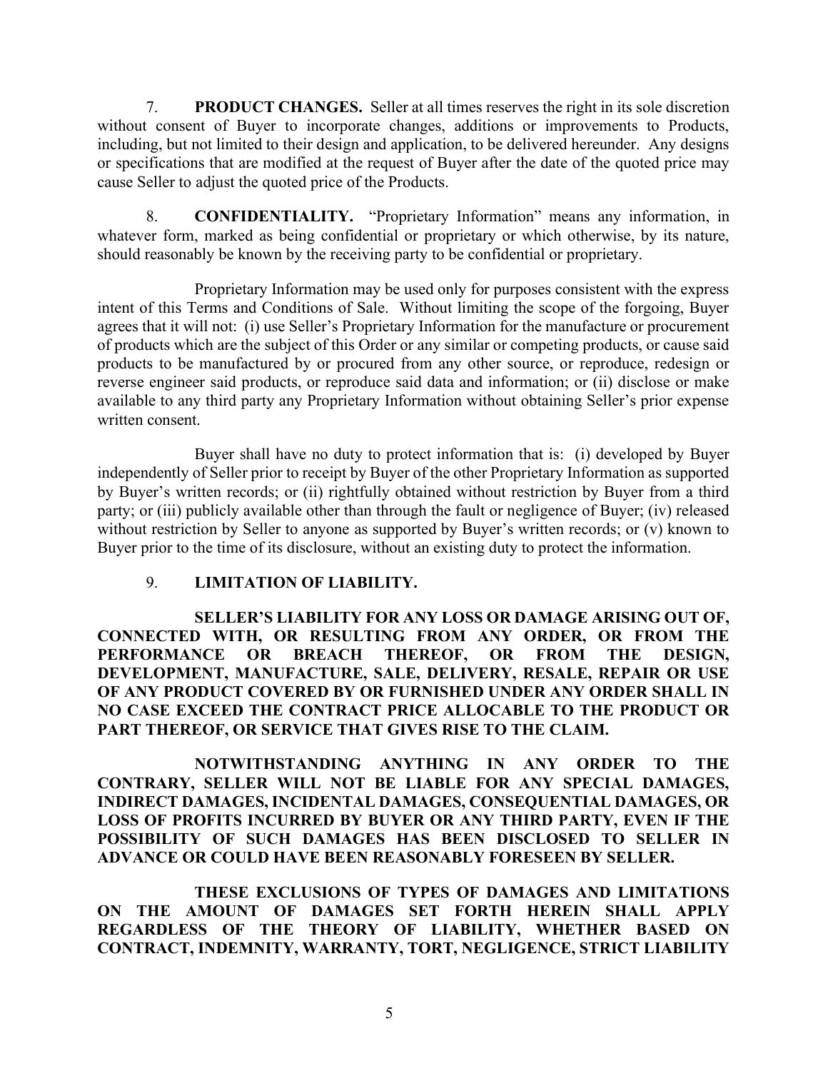7. **PRODUCT CHANGES.** Seller at all times reserves the right in its sole discretion without consent of Buyer to incorporate changes, additions or improvements to Products, including, but not limited to their design and application, to be delivered hereunder. Any designs or specifications that are modified at the request of Buyer after the date of the quoted price may cause Seller to adjust the quoted price of the Products.

8. **CONFIDENTIALITY.** "Proprietary Information" means any information, in whatever form, marked as being confidential or proprietary or which otherwise, by its nature, should reasonably be known by the receiving party to be confidential or proprietary.

Proprietary Information may be used only for purposes consistent with the express intent of this Terms and Conditions of Sale. Without limiting the scope of the forgoing, Buyer agrees that it will not: (i) use Seller's Proprietary Information for the manufacture or procurement of products which are the subject of this Order or any similar or competing products, or cause said products to be manufactured by or procured from any other source, or reproduce, redesign or reverse engineer said products, or reproduce said data and information; or (ii) disclose or make available to any third party any Proprietary Information without obtaining Seller's prior expense written consent.

Buyer shall have no duty to protect information that is: (i) developed by Buyer independently of Seller prior to receipt by Buyer of the other Proprietary Information as supported by Buyer's written records; or (ii) rightfully obtained without restriction by Buyer from a third party; or (iii) publicly available other than through the fault or negligence of Buyer; (iv) released without restriction by Seller to anyone as supported by Buyer's written records; or (v) known to Buyer prior to the time of its disclosure, without an existing duty to protect the information.

9. **LIMITATION OF LIABILITY.**

**SELLER'S LIABILITY FOR ANY LOSS OR DAMAGE ARISING OUT OF, CONNECTED WITH, OR RESULTING FROM ANY ORDER, OR FROM THE PERFORMANCE OR BREACH THEREOF, OR FROM THE DESIGN, DEVELOPMENT, MANUFACTURE, SALE, DELIVERY, RESALE, REPAIR OR USE OF ANY PRODUCT COVERED BY OR FURNISHED UNDER ANY ORDER SHALL IN NO CASE EXCEED THE CONTRACT PRICE ALLOCABLE TO THE PRODUCT OR PART THEREOF, OR SERVICE THAT GIVES RISE TO THE CLAIM.**

**NOTWITHSTANDING ANYTHING IN ANY ORDER TO THE CONTRARY, SELLER WILL NOT BE LIABLE FOR ANY SPECIAL DAMAGES, INDIRECT DAMAGES, INCIDENTAL DAMAGES, CONSEQUENTIAL DAMAGES, OR LOSS OF PROFITS INCURRED BY BUYER OR ANY THIRD PARTY, EVEN IF THE POSSIBILITY OF SUCH DAMAGES HAS BEEN DISCLOSED TO SELLER IN ADVANCE OR COULD HAVE BEEN REASONABLY FORESEEN BY SELLER.**

**THESE EXCLUSIONS OF TYPES OF DAMAGES AND LIMITATIONS ON THE AMOUNT OF DAMAGES SET FORTH HEREIN SHALL APPLY REGARDLESS OF THE THEORY OF LIABILITY, WHETHER BASED ON CONTRACT, INDEMNITY, WARRANTY, TORT, NEGLIGENCE, STRICT LIABILITY**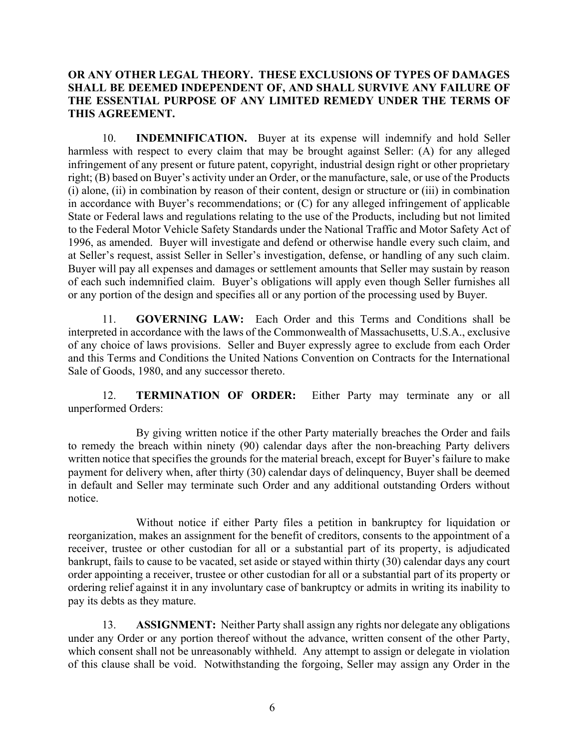**OR ANY OTHER LEGAL THEORY. THESE EXCLUSIONS OF TYPES OF DAMAGES SHALL BE DEEMED INDEPENDENT OF, AND SHALL SURVIVE ANY FAILURE OF THE ESSENTIAL PURPOSE OF ANY LIMITED REMEDY UNDER THE TERMS OF THIS AGREEMENT.**

10. **INDEMNIFICATION.** Buyer at its expense will indemnify and hold Seller harmless with respect to every claim that may be brought against Seller: (A) for any alleged infringement of any present or future patent, copyright, industrial design right or other proprietary right; (B) based on Buyer's activity under an Order, or the manufacture, sale, or use of the Products (i) alone, (ii) in combination by reason of their content, design or structure or (iii) in combination in accordance with Buyer's recommendations; or (C) for any alleged infringement of applicable State or Federal laws and regulations relating to the use of the Products, including but not limited to the Federal Motor Vehicle Safety Standards under the National Traffic and Motor Safety Act of 1996, as amended. Buyer will investigate and defend or otherwise handle every such claim, and at Seller's request, assist Seller in Seller's investigation, defense, or handling of any such claim. Buyer will pay all expenses and damages or settlement amounts that Seller may sustain by reason of each such indemnified claim. Buyer's obligations will apply even though Seller furnishes all or any portion of the design and specifies all or any portion of the processing used by Buyer.

11. **GOVERNING LAW:** Each Order and this Terms and Conditions shall be interpreted in accordance with the laws of the Commonwealth of Massachusetts, U.S.A., exclusive of any choice of laws provisions. Seller and Buyer expressly agree to exclude from each Order and this Terms and Conditions the United Nations Convention on Contracts for the International Sale of Goods, 1980, and any successor thereto.

12. **TERMINATION OF ORDER:** Either Party may terminate any or all unperformed Orders:

By giving written notice if the other Party materially breaches the Order and fails to remedy the breach within ninety (90) calendar days after the non-breaching Party delivers written notice that specifies the grounds for the material breach, except for Buyer's failure to make payment for delivery when, after thirty (30) calendar days of delinquency, Buyer shall be deemed in default and Seller may terminate such Order and any additional outstanding Orders without notice.

Without notice if either Party files a petition in bankruptcy for liquidation or reorganization, makes an assignment for the benefit of creditors, consents to the appointment of a receiver, trustee or other custodian for all or a substantial part of its property, is adjudicated bankrupt, fails to cause to be vacated, set aside or stayed within thirty (30) calendar days any court order appointing a receiver, trustee or other custodian for all or a substantial part of its property or ordering relief against it in any involuntary case of bankruptcy or admits in writing its inability to pay its debts as they mature.

13. **ASSIGNMENT:** Neither Party shall assign any rights nor delegate any obligations under any Order or any portion thereof without the advance, written consent of the other Party, which consent shall not be unreasonably withheld. Any attempt to assign or delegate in violation of this clause shall be void. Notwithstanding the forgoing, Seller may assign any Order in the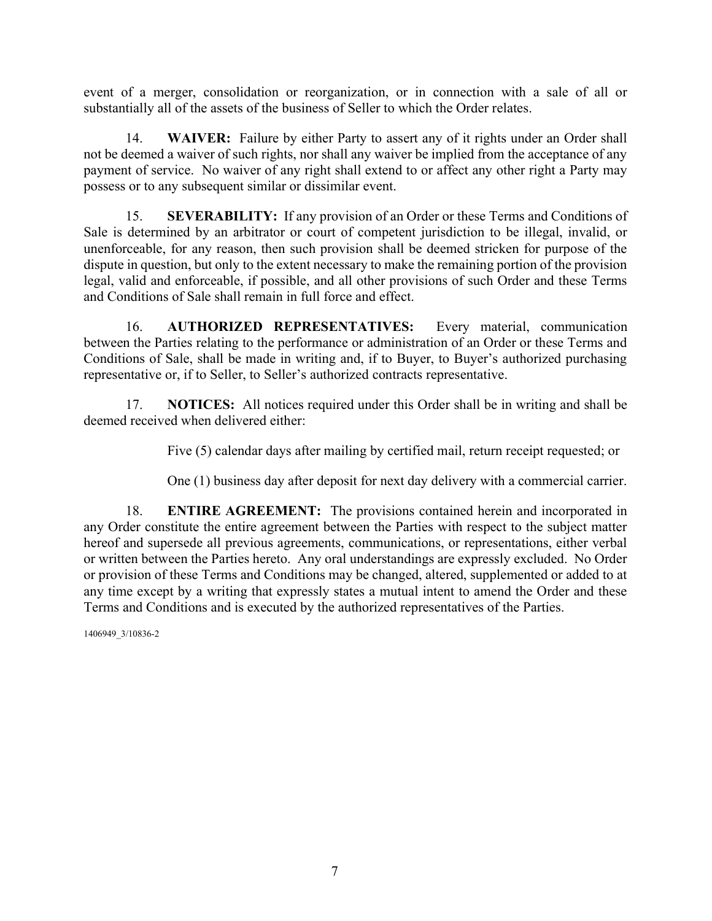event of a merger, consolidation or reorganization, or in connection with a sale of all or substantially all of the assets of the business of Seller to which the Order relates.

14. **WAIVER:** Failure by either Party to assert any of it rights under an Order shall not be deemed a waiver of such rights, nor shall any waiver be implied from the acceptance of any payment of service. No waiver of any right shall extend to or affect any other right a Party may possess or to any subsequent similar or dissimilar event.

15. **SEVERABILITY:** If any provision of an Order or these Terms and Conditions of Sale is determined by an arbitrator or court of competent jurisdiction to be illegal, invalid, or unenforceable, for any reason, then such provision shall be deemed stricken for purpose of the dispute in question, but only to the extent necessary to make the remaining portion of the provision legal, valid and enforceable, if possible, and all other provisions of such Order and these Terms and Conditions of Sale shall remain in full force and effect.

16. **AUTHORIZED REPRESENTATIVES:** Every material, communication between the Parties relating to the performance or administration of an Order or these Terms and Conditions of Sale, shall be made in writing and, if to Buyer, to Buyer's authorized purchasing representative or, if to Seller, to Seller's authorized contracts representative.

17. **NOTICES:** All notices required under this Order shall be in writing and shall be deemed received when delivered either:

Five (5) calendar days after mailing by certified mail, return receipt requested; or

One (1) business day after deposit for next day delivery with a commercial carrier.

18. **ENTIRE AGREEMENT:** The provisions contained herein and incorporated in any Order constitute the entire agreement between the Parties with respect to the subject matter hereof and supersede all previous agreements, communications, or representations, either verbal or written between the Parties hereto. Any oral understandings are expressly excluded. No Order or provision of these Terms and Conditions may be changed, altered, supplemented or added to at any time except by a writing that expressly states a mutual intent to amend the Order and these Terms and Conditions and is executed by the authorized representatives of the Parties.

1406949_3/10836-2